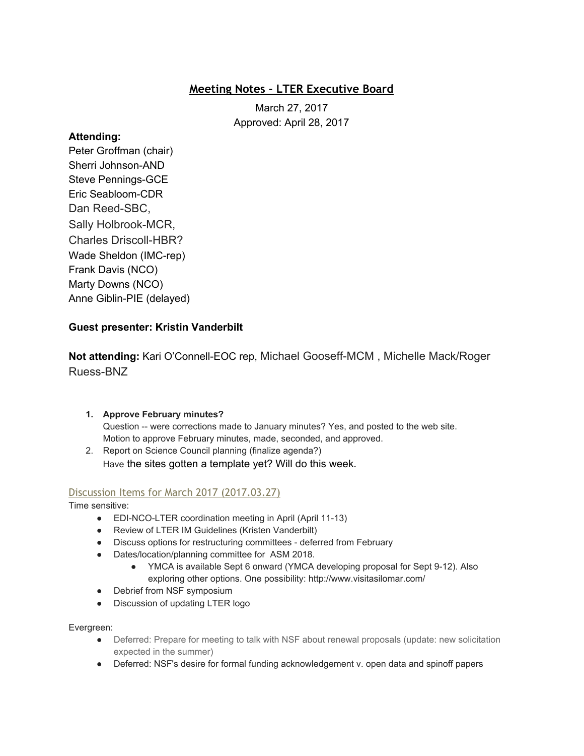# Meeting Notes - LTER Executive Board

March 27, 2017
Approved: April 28, 2017

**Attending:**
Peter Groffman (chair)
Sherri Johnson-AND
Steve Pennings-GCE
Eric Seabloom-CDR
Dan Reed-SBC,
Sally Holbrook-MCR,
Charles Driscoll-HBR?
Wade Sheldon (IMC-rep)
Frank Davis (NCO)
Marty Downs (NCO)
Anne Giblin-PIE (delayed)

**Guest presenter: Kristin Vanderbilt**

**Not attending:** Kari O'Connell-EOC rep, Michael Gooseff-MCM , Michelle Mack/Roger Ruess-BNZ

1. **Approve February minutes?**
   Question -- were corrections made to January minutes? Yes, and posted to the web site.
   Motion to approve February minutes, made, seconded, and approved.
2. Report on Science Council planning (finalize agenda?)
   Have the sites gotten a template yet? Will do this week.

## Discussion Items for March 2017 (2017.03.27)

Time sensitive:

- EDI-NCO-LTER coordination meeting in April (April 11-13)
- Review of LTER IM Guidelines (Kristen Vanderbilt)
- Discuss options for restructuring committees - deferred from February
- Dates/location/planning committee for ASM 2018.
  - YMCA is available Sept 6 onward (YMCA developing proposal for Sept 9-12). Also exploring other options. One possibility: http://www.visitasilomar.com/
- Debrief from NSF symposium
- Discussion of updating LTER logo

Evergreen:

- Deferred: Prepare for meeting to talk with NSF about renewal proposals (update: new solicitation expected in the summer)
- Deferred: NSF's desire for formal funding acknowledgement v. open data and spinoff papers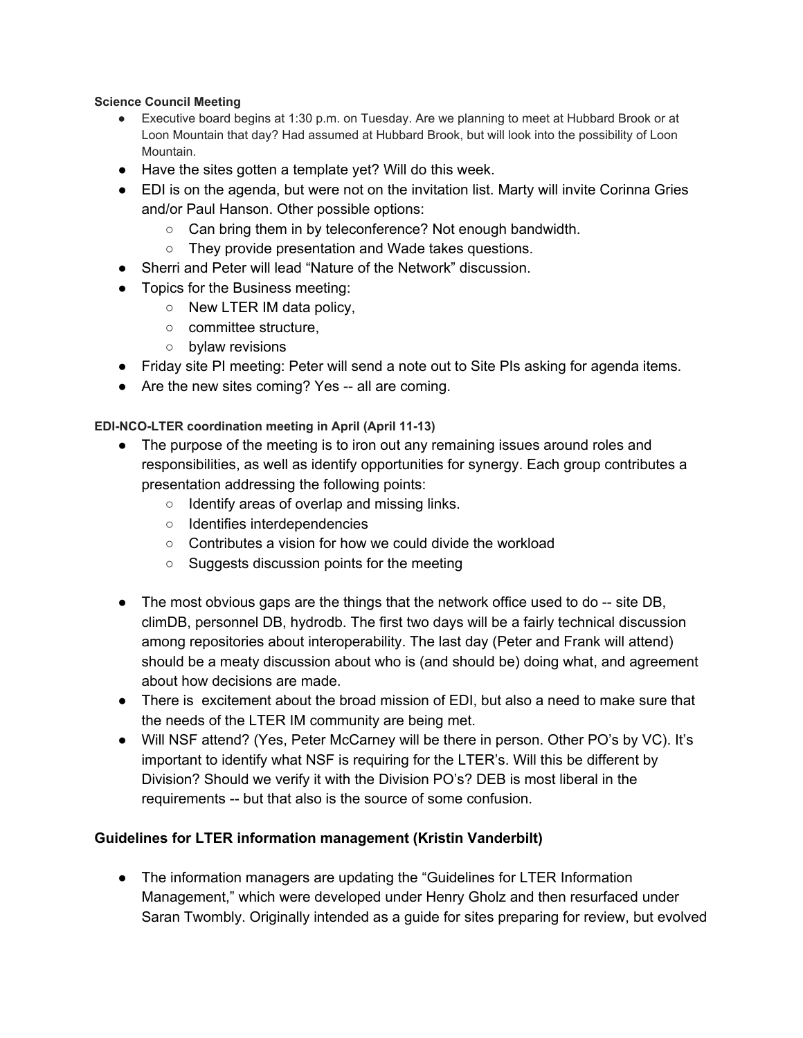**Science Council Meeting**

- Executive board begins at 1:30 p.m. on Tuesday. Are we planning to meet at Hubbard Brook or at Loon Mountain that day? Had assumed at Hubbard Brook, but will look into the possibility of Loon Mountain.
- Have the sites gotten a template yet? Will do this week.
- EDI is on the agenda, but were not on the invitation list. Marty will invite Corinna Gries and/or Paul Hanson. Other possible options:
  - Can bring them in by teleconference? Not enough bandwidth.
  - They provide presentation and Wade takes questions.
- Sherri and Peter will lead "Nature of the Network" discussion.
- Topics for the Business meeting:
  - New LTER IM data policy,
  - committee structure,
  - bylaw revisions
- Friday site PI meeting: Peter will send a note out to Site PIs asking for agenda items.
- Are the new sites coming? Yes -- all are coming.

**EDI-NCO-LTER coordination meeting in April (April 11-13)**

- The purpose of the meeting is to iron out any remaining issues around roles and responsibilities, as well as identify opportunities for synergy. Each group contributes a presentation addressing the following points:
  - Identify areas of overlap and missing links.
  - Identifies interdependencies
  - Contributes a vision for how we could divide the workload
  - Suggests discussion points for the meeting

- The most obvious gaps are the things that the network office used to do -- site DB, climDB, personnel DB, hydrodb. The first two days will be a fairly technical discussion among repositories about interoperability. The last day (Peter and Frank will attend) should be a meaty discussion about who is (and should be) doing what, and agreement about how decisions are made.
- There is excitement about the broad mission of EDI, but also a need to make sure that the needs of the LTER IM community are being met.
- Will NSF attend? (Yes, Peter McCarney will be there in person. Other PO's by VC). It's important to identify what NSF is requiring for the LTER's. Will this be different by Division? Should we verify it with the Division PO's? DEB is most liberal in the requirements -- but that also is the source of some confusion.

## Guidelines for LTER information management (Kristin Vanderbilt)

- The information managers are updating the "Guidelines for LTER Information Management," which were developed under Henry Gholz and then resurfaced under Saran Twombly. Originally intended as a guide for sites preparing for review, but evolved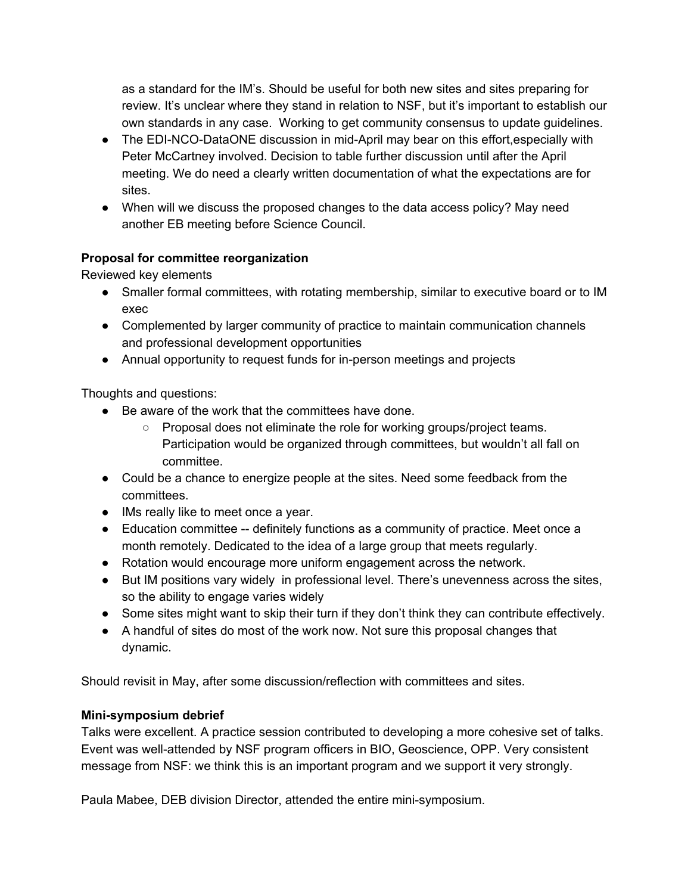as a standard for the IM's. Should be useful for both new sites and sites preparing for review. It's unclear where they stand in relation to NSF, but it's important to establish our own standards in any case. Working to get community consensus to update guidelines.
- The EDI-NCO-DataONE discussion in mid-April may bear on this effort,especially with Peter McCartney involved. Decision to table further discussion until after the April meeting. We do need a clearly written documentation of what the expectations are for sites.
- When will we discuss the proposed changes to the data access policy? May need another EB meeting before Science Council.

**Proposal for committee reorganization**

Reviewed key elements

- Smaller formal committees, with rotating membership, similar to executive board or to IM exec
- Complemented by larger community of practice to maintain communication channels and professional development opportunities
- Annual opportunity to request funds for in-person meetings and projects

Thoughts and questions:

- Be aware of the work that the committees have done.
  - Proposal does not eliminate the role for working groups/project teams. Participation would be organized through committees, but wouldn't all fall on committee.
- Could be a chance to energize people at the sites. Need some feedback from the committees.
- IMs really like to meet once a year.
- Education committee -- definitely functions as a community of practice. Meet once a month remotely. Dedicated to the idea of a large group that meets regularly.
- Rotation would encourage more uniform engagement across the network.
- But IM positions vary widely in professional level. There's unevenness across the sites, so the ability to engage varies widely
- Some sites might want to skip their turn if they don't think they can contribute effectively.
- A handful of sites do most of the work now. Not sure this proposal changes that dynamic.

Should revisit in May, after some discussion/reflection with committees and sites.

**Mini-symposium debrief**

Talks were excellent. A practice session contributed to developing a more cohesive set of talks. Event was well-attended by NSF program officers in BIO, Geoscience, OPP. Very consistent message from NSF: we think this is an important program and we support it very strongly.

Paula Mabee, DEB division Director, attended the entire mini-symposium.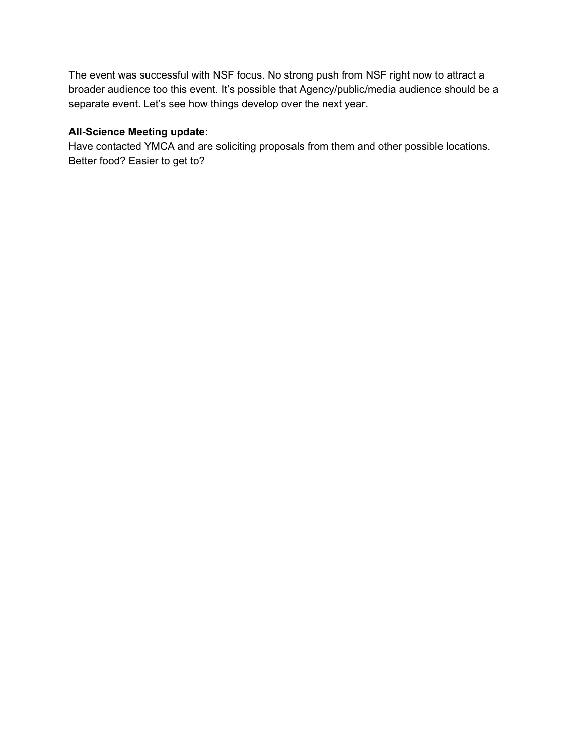The event was successful with NSF focus. No strong push from NSF right now to attract a broader audience too this event. It's possible that Agency/public/media audience should be a separate event. Let's see how things develop over the next year.

**All-Science Meeting update:**
Have contacted YMCA and are soliciting proposals from them and other possible locations. Better food? Easier to get to?